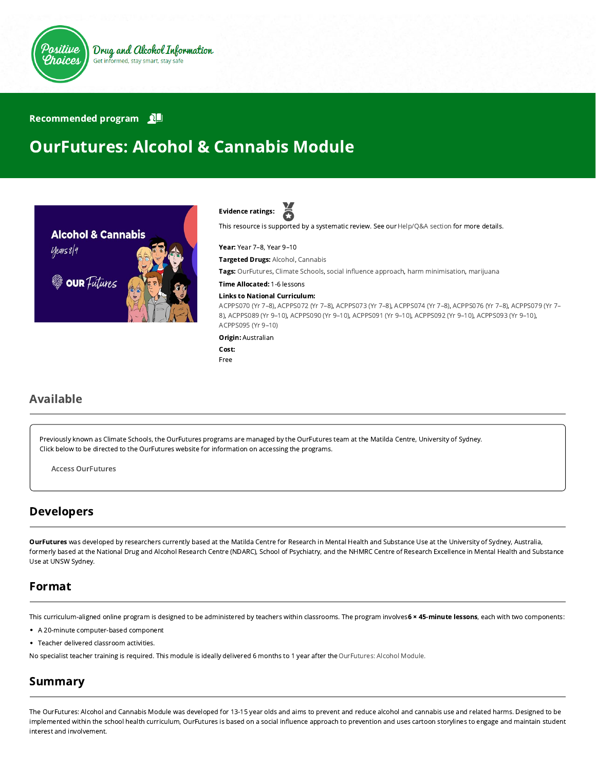Positive Choices

Drug and Alcohol Information

Get informed, stay smart, stay safe

Recommended program

# OurFutures: Alcohol & Cannabis Module

**Evidence ratings:**

This resource is supported by a systematic review. See our Help/Q&A section for more details.

**Year:** Year 7–8, Year 9–10

**Targeted Drugs:** Alcohol, Cannabis

**Tags:** OurFutures, Climate Schools, social influence approach, harm minimisation, marijuana

**Time Allocated:** 1-6 lessons

**Links to National Curriculum:**

ACPPS070 (Yr 7–8), ACPPS072 (Yr 7–8), ACPPS073 (Yr 7–8), ACPPS074 (Yr 7–8), ACPPS076 (Yr 7–8), ACPPS079 (Yr 7–8), ACPPS089 (Yr 9–10), ACPPS090 (Yr 9–10), ACPPS091 (Yr 9–10), ACPPS092 (Yr 9–10), ACPPS093 (Yr 9–10), ACPPS095 (Yr 9–10)

**Origin:** Australian

**Cost:**

Free

## Available

Previously known as Climate Schools, the OurFutures programs are managed by the OurFutures team at the Matilda Centre, University of Sydney. Click below to be directed to the OurFutures website for information on accessing the programs.

Access OurFutures

## Developers

**OurFutures** was developed by researchers currently based at the Matilda Centre for Research in Mental Health and Substance Use at the University of Sydney, Australia, formerly based at the National Drug and Alcohol Research Centre (NDARC), School of Psychiatry, and the NHMRC Centre of Research Excellence in Mental Health and Substance Use at UNSW Sydney.

## Format

This curriculum-aligned online program is designed to be administered by teachers within classrooms. The program involves **6 × 45-minute lessons**, each with two components:

- A 20-minute computer-based component
- Teacher delivered classroom activities.

No specialist teacher training is required. This module is ideally delivered 6 months to 1 year after the OurFutures: Alcohol Module.

## Summary

The OurFutures: Alcohol and Cannabis Module was developed for 13-15 year olds and aims to prevent and reduce alcohol and cannabis use and related harms. Designed to be implemented within the school health curriculum, OurFutures is based on a social influence approach to prevention and uses cartoon storylines to engage and maintain student interest and involvement.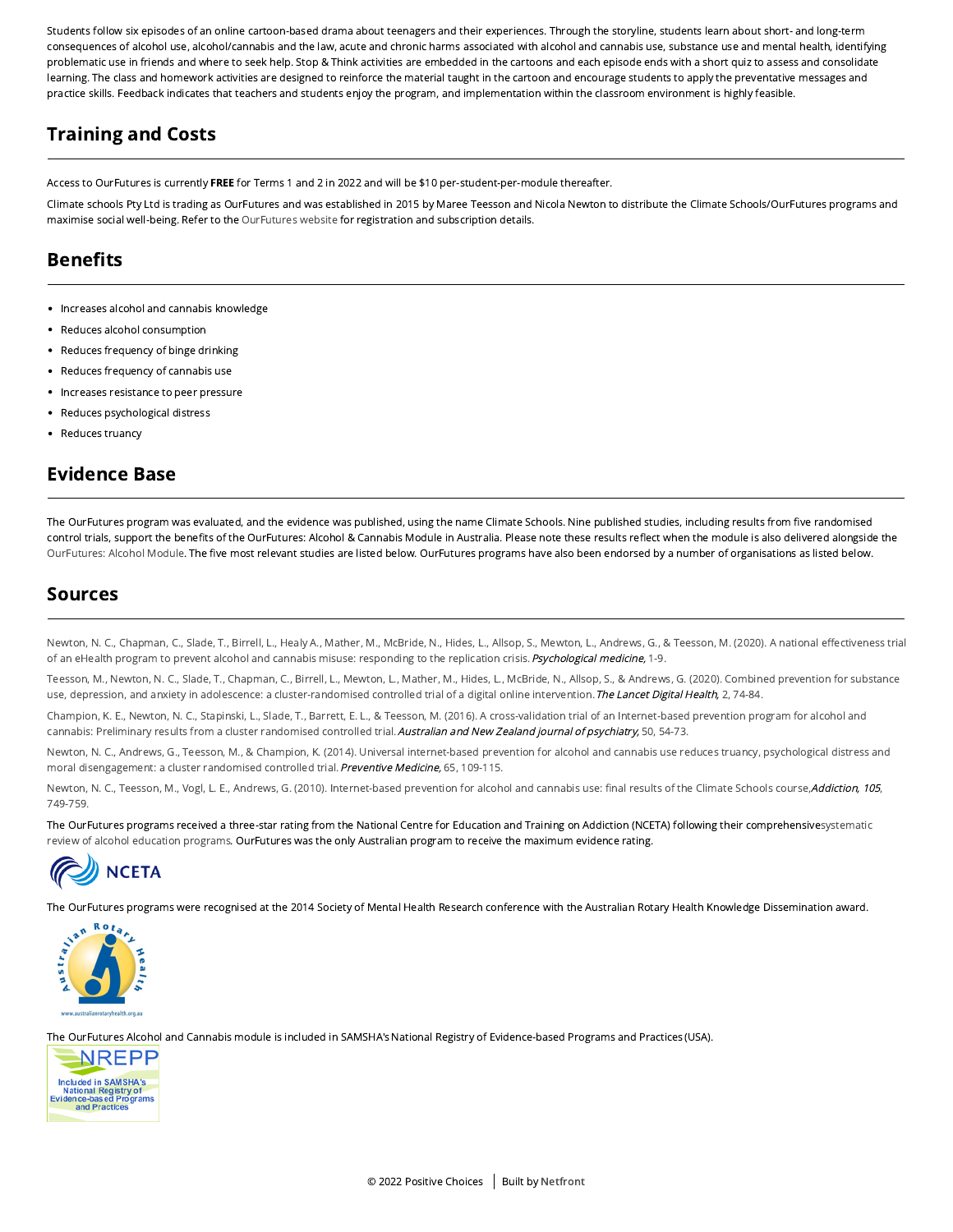Students follow six episodes of an online cartoon-based drama about teenagers and their experiences. Through the storyline, students learn about short- and long-term consequences of alcohol use, alcohol/cannabis and the law, acute and chronic harms associated with alcohol and cannabis use, substance use and mental health, identifying problematic use in friends and where to seek help. Stop & Think activities are embedded in the cartoons and each episode ends with a short quiz to assess and consolidate learning. The class and homework activities are designed to reinforce the material taught in the cartoon and encourage students to apply the preventative messages and practice skills. Feedback indicates that teachers and students enjoy the program, and implementation within the classroom environment is highly feasible.

## Training and Costs

Access to OurFutures is currently **FREE** for Terms 1 and 2 in 2022 and will be $10 per-student-per-module thereafter.

Climate schools Pty Ltd is trading as OurFutures and was established in 2015 by Maree Teesson and Nicola Newton to distribute the Climate Schools/OurFutures programs and maximise social well-being. Refer to the OurFutures website for registration and subscription details.

## Benefits

- Increases alcohol and cannabis knowledge
- Reduces alcohol consumption
- Reduces frequency of binge drinking
- Reduces frequency of cannabis use
- Increases resistance to peer pressure
- Reduces psychological distress
- Reduces truancy

## Evidence Base

The OurFutures program was evaluated, and the evidence was published, using the name Climate Schools. Nine published studies, including results from five randomised control trials, support the benefits of the OurFutures: Alcohol & Cannabis Module in Australia. Please note these results reflect when the module is also delivered alongside the OurFutures: Alcohol Module. The five most relevant studies are listed below. OurFutures programs have also been endorsed by a number of organisations as listed below.

## Sources

Newton, N. C., Chapman, C., Slade, T., Birrell, L., Healy A., Mather, M., McBride, N., Hides, L., Allsop, S., Mewton, L., Andrews, G., & Teesson, M. (2020). A national effectiveness trial of an eHealth program to prevent alcohol and cannabis misuse: responding to the replication crisis. *Psychological medicine*, 1-9.

Teesson, M., Newton, N. C., Slade, T., Chapman, C., Birrell, L., Mewton, L., Mather, M., Hides, L., McBride, N., Allsop, S., & Andrews, G. (2020). Combined prevention for substance use, depression, and anxiety in adolescence: a cluster-randomised controlled trial of a digital online intervention. *The Lancet Digital Health*, 2, 74-84.

Champion, K. E., Newton, N. C., Stapinski, L., Slade, T., Barrett, E. L., & Teesson, M. (2016). A cross-validation trial of an Internet-based prevention program for alcohol and cannabis: Preliminary results from a cluster randomised controlled trial. *Australian and New Zealand journal of psychiatry*, 50, 54-73.

Newton, N. C., Andrews, G., Teesson, M., & Champion, K. (2014). Universal internet-based prevention for alcohol and cannabis use reduces truancy, psychological distress and moral disengagement: a cluster randomised controlled trial. *Preventive Medicine*, 65, 109-115.

Newton, N. C., Teesson, M., Vogl, L. E., Andrews, G. (2010). Internet-based prevention for alcohol and cannabis use: final results of the Climate Schools course, *Addiction*, *105*, 749-759.

The OurFutures programs received a three-star rating from the National Centre for Education and Training on Addiction (NCETA) following their comprehensive systematic review of alcohol education programs. OurFutures was the only Australian program to receive the maximum evidence rating.

NCETA

The OurFutures programs were recognised at the 2014 Society of Mental Health Research conference with the Australian Rotary Health Knowledge Dissemination award.

The OurFutures Alcohol and Cannabis module is included in SAMSHA's National Registry of Evidence-based Programs and Practices (USA).

© 2022 Positive Choices | Built by Netfront